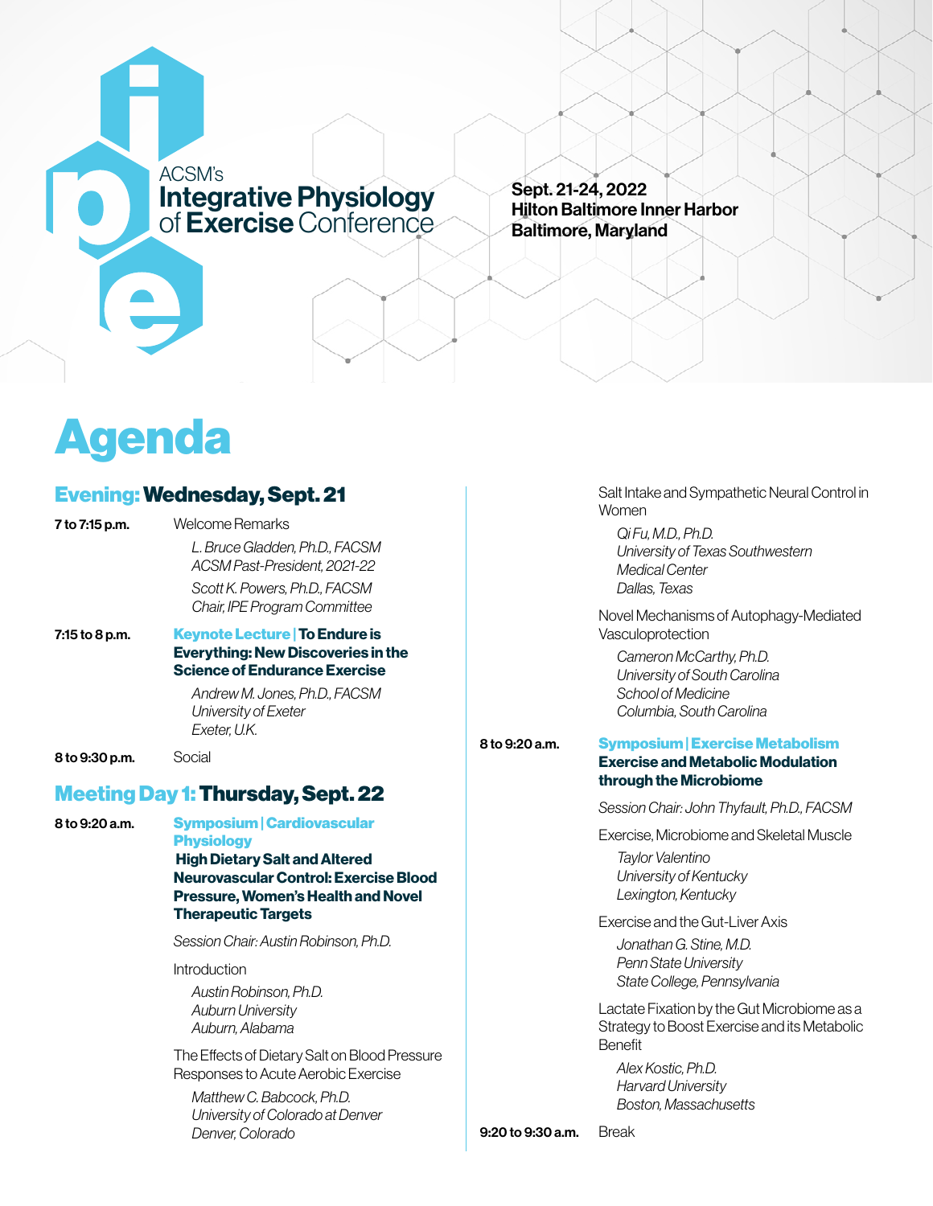ACSM's
# Integrative Physiology of Exercise Conference

**Sept. 21-24, 2022**
**Hilton Baltimore Inner Harbor**
**Baltimore, Maryland**

# Agenda

## Evening: Wednesday, Sept. 21

**7 to 7:15 p.m.** Welcome Remarks

*L. Bruce Gladden, Ph.D., FACSM*
*ACSM Past-President, 2021-22*

*Scott K. Powers, Ph.D., FACSM*
*Chair, IPE Program Committee*

**7:15 to 8 p.m.** **Keynote Lecture | To Endure is Everything: New Discoveries in the Science of Endurance Exercise**

*Andrew M. Jones, Ph.D., FACSM*
*University of Exeter*
*Exeter, U.K.*

**8 to 9:30 p.m.** Social

## Meeting Day 1: Thursday, Sept. 22

**8 to 9:20 a.m.** **Symposium | Cardiovascular Physiology**
**High Dietary Salt and Altered Neurovascular Control: Exercise Blood Pressure, Women's Health and Novel Therapeutic Targets**

*Session Chair: Austin Robinson, Ph.D.*

Introduction

*Austin Robinson, Ph.D.*
*Auburn University*
*Auburn, Alabama*

The Effects of Dietary Salt on Blood Pressure Responses to Acute Aerobic Exercise

*Matthew C. Babcock, Ph.D.*
*University of Colorado at Denver*
*Denver, Colorado*

Salt Intake and Sympathetic Neural Control in Women

*Qi Fu, M.D., Ph.D.*
*University of Texas Southwestern Medical Center*
*Dallas, Texas*

Novel Mechanisms of Autophagy-Mediated Vasculoprotection

*Cameron McCarthy, Ph.D.*
*University of South Carolina School of Medicine*
*Columbia, South Carolina*

**8 to 9:20 a.m.** **Symposium | Exercise Metabolism**
**Exercise and Metabolic Modulation through the Microbiome**

*Session Chair: John Thyfault, Ph.D., FACSM*

Exercise, Microbiome and Skeletal Muscle

*Taylor Valentino*
*University of Kentucky*
*Lexington, Kentucky*

Exercise and the Gut-Liver Axis

*Jonathan G. Stine, M.D.*
*Penn State University*
*State College, Pennsylvania*

Lactate Fixation by the Gut Microbiome as a Strategy to Boost Exercise and its Metabolic Benefit

*Alex Kostic, Ph.D.*
*Harvard University*
*Boston, Massachusetts*

**9:20 to 9:30 a.m.** Break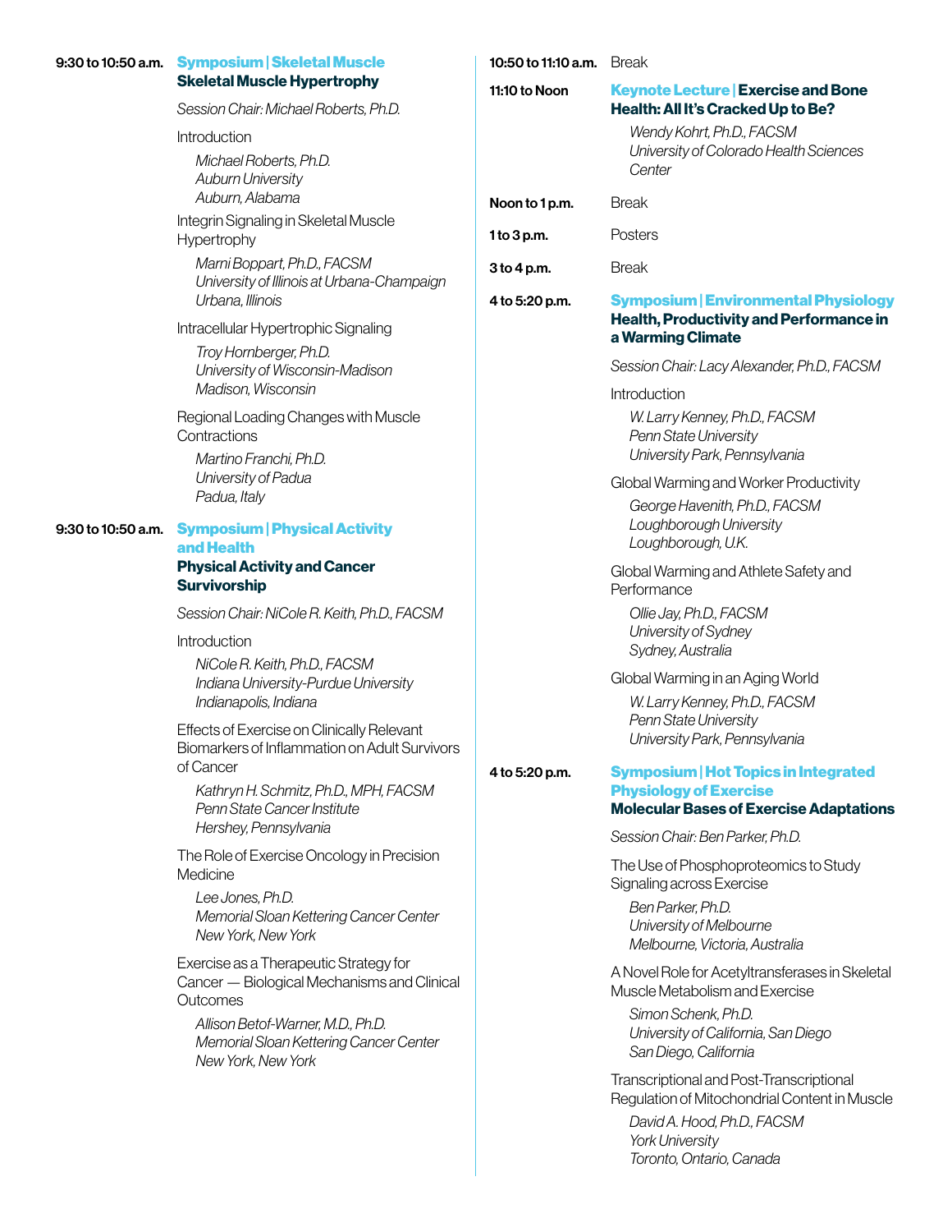**9:30 to 10:50 a.m.**

### Symposium | Skeletal Muscle
**Skeletal Muscle Hypertrophy**

*Session Chair: Michael Roberts, Ph.D.*

Introduction

*Michael Roberts, Ph.D.*
*Auburn University*
*Auburn, Alabama*

Integrin Signaling in Skeletal Muscle Hypertrophy

*Marni Boppart, Ph.D., FACSM*
*University of Illinois at Urbana-Champaign*
*Urbana, Illinois*

Intracellular Hypertrophic Signaling

*Troy Hornberger, Ph.D.*
*University of Wisconsin-Madison*
*Madison, Wisconsin*

Regional Loading Changes with Muscle Contractions

*Martino Franchi, Ph.D.*
*University of Padua*
*Padua, Italy*

**9:30 to 10:50 a.m.**

### Symposium | Physical Activity and Health
**Physical Activity and Cancer Survivorship**

*Session Chair: NiCole R. Keith, Ph.D., FACSM*

Introduction

*NiCole R. Keith, Ph.D., FACSM*
*Indiana University-Purdue University*
*Indianapolis, Indiana*

Effects of Exercise on Clinically Relevant Biomarkers of Inflammation on Adult Survivors of Cancer

*Kathryn H. Schmitz, Ph.D., MPH, FACSM*
*Penn State Cancer Institute*
*Hershey, Pennsylvania*

The Role of Exercise Oncology in Precision Medicine

*Lee Jones, Ph.D.*
*Memorial Sloan Kettering Cancer Center*
*New York, New York*

Exercise as a Therapeutic Strategy for Cancer — Biological Mechanisms and Clinical Outcomes

*Allison Betof-Warner, M.D., Ph.D.*
*Memorial Sloan Kettering Cancer Center*
*New York, New York*

**10:50 to 11:10 a.m.** Break

**11:10 to Noon**

### Keynote Lecture | Exercise and Bone Health: All It's Cracked Up to Be?

*Wendy Kohrt, Ph.D., FACSM*
*University of Colorado Health Sciences Center*

**Noon to 1 p.m.** Break

**1 to 3 p.m.** Posters

**3 to 4 p.m.** Break

**4 to 5:20 p.m.**

### Symposium | Environmental Physiology
**Health, Productivity and Performance in a Warming Climate**

*Session Chair: Lacy Alexander, Ph.D., FACSM*

Introduction

*W. Larry Kenney, Ph.D., FACSM*
*Penn State University*
*University Park, Pennsylvania*

Global Warming and Worker Productivity

*George Havenith, Ph.D., FACSM*
*Loughborough University*
*Loughborough, U.K.*

Global Warming and Athlete Safety and Performance

*Ollie Jay, Ph.D., FACSM*
*University of Sydney*
*Sydney, Australia*

Global Warming in an Aging World

*W. Larry Kenney, Ph.D., FACSM*
*Penn State University*
*University Park, Pennsylvania*

**4 to 5:20 p.m.**

### Symposium | Hot Topics in Integrated Physiology of Exercise
**Molecular Bases of Exercise Adaptations**

*Session Chair: Ben Parker, Ph.D.*

The Use of Phosphoproteomics to Study Signaling across Exercise

*Ben Parker, Ph.D.*
*University of Melbourne*
*Melbourne, Victoria, Australia*

A Novel Role for Acetyltransferases in Skeletal Muscle Metabolism and Exercise

*Simon Schenk, Ph.D.*
*University of California, San Diego*
*San Diego, California*

Transcriptional and Post-Transcriptional Regulation of Mitochondrial Content in Muscle

*David A. Hood, Ph.D., FACSM*
*York University*
*Toronto, Ontario, Canada*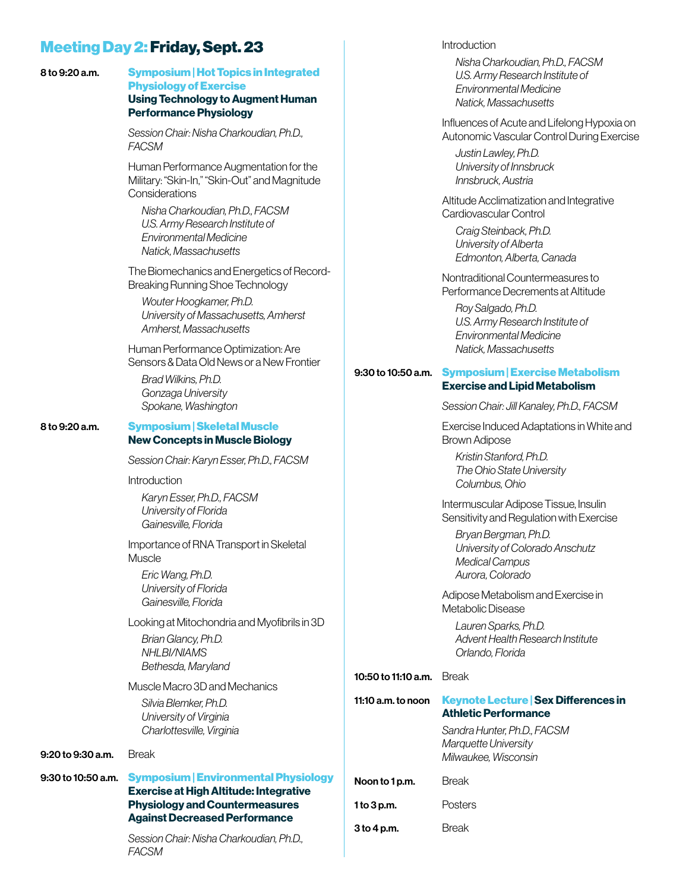# Meeting Day 2: Friday, Sept. 23

**8 to 9:20 a.m.**

**Symposium | Hot Topics in Integrated Physiology of Exercise**
**Using Technology to Augment Human Performance Physiology**

*Session Chair: Nisha Charkoudian, Ph.D., FACSM*

Human Performance Augmentation for the Military: "Skin-In," "Skin-Out" and Magnitude Considerations

*Nisha Charkoudian, Ph.D., FACSM*
*U.S. Army Research Institute of Environmental Medicine*
*Natick, Massachusetts*

The Biomechanics and Energetics of Record-Breaking Running Shoe Technology

*Wouter Hoogkamer, Ph.D.*
*University of Massachusetts, Amherst*
*Amherst, Massachusetts*

Human Performance Optimization: Are Sensors & Data Old News or a New Frontier

*Brad Wilkins, Ph.D.*
*Gonzaga University*
*Spokane, Washington*

**8 to 9:20 a.m.**

**Symposium | Skeletal Muscle**
**New Concepts in Muscle Biology**

*Session Chair: Karyn Esser, Ph.D., FACSM*

Introduction

*Karyn Esser, Ph.D., FACSM*
*University of Florida*
*Gainesville, Florida*

Importance of RNA Transport in Skeletal Muscle

*Eric Wang, Ph.D.*
*University of Florida*
*Gainesville, Florida*

Looking at Mitochondria and Myofibrils in 3D

*Brian Glancy, Ph.D.*
*NHLBI/NIAMS*
*Bethesda, Maryland*

Muscle Macro 3D and Mechanics

*Silvia Blemker, Ph.D.*
*University of Virginia*
*Charlottesville, Virginia*

**9:20 to 9:30 a.m.** Break

**9:30 to 10:50 a.m.**

**Symposium | Environmental Physiology**
**Exercise at High Altitude: Integrative Physiology and Countermeasures Against Decreased Performance**

*Session Chair: Nisha Charkoudian, Ph.D., FACSM*

Introduction

*Nisha Charkoudian, Ph.D., FACSM*
*U.S. Army Research Institute of Environmental Medicine*
*Natick, Massachusetts*

Influences of Acute and Lifelong Hypoxia on Autonomic Vascular Control During Exercise

*Justin Lawley, Ph.D.*
*University of Innsbruck*
*Innsbruck, Austria*

Altitude Acclimatization and Integrative Cardiovascular Control

*Craig Steinback, Ph.D.*
*University of Alberta*
*Edmonton, Alberta, Canada*

Nontraditional Countermeasures to Performance Decrements at Altitude

*Roy Salgado, Ph.D.*
*U.S. Army Research Institute of Environmental Medicine*
*Natick, Massachusetts*

**9:30 to 10:50 a.m.**

**Symposium | Exercise Metabolism**
**Exercise and Lipid Metabolism**

*Session Chair: Jill Kanaley, Ph.D., FACSM*

Exercise Induced Adaptations in White and Brown Adipose

*Kristin Stanford, Ph.D.*
*The Ohio State University*
*Columbus, Ohio*

Intermuscular Adipose Tissue, Insulin Sensitivity and Regulation with Exercise

*Bryan Bergman, Ph.D.*
*University of Colorado Anschutz Medical Campus*
*Aurora, Colorado*

Adipose Metabolism and Exercise in Metabolic Disease

*Lauren Sparks, Ph.D.*
*Advent Health Research Institute*
*Orlando, Florida*

**10:50 to 11:10 a.m.** Break

**11:10 a.m. to noon**

**Keynote Lecture | Sex Differences in Athletic Performance**

*Sandra Hunter, Ph.D., FACSM*
*Marquette University*
*Milwaukee, Wisconsin*

**Noon to 1 p.m.** Break

**1 to 3 p.m.** Posters

**3 to 4 p.m.** Break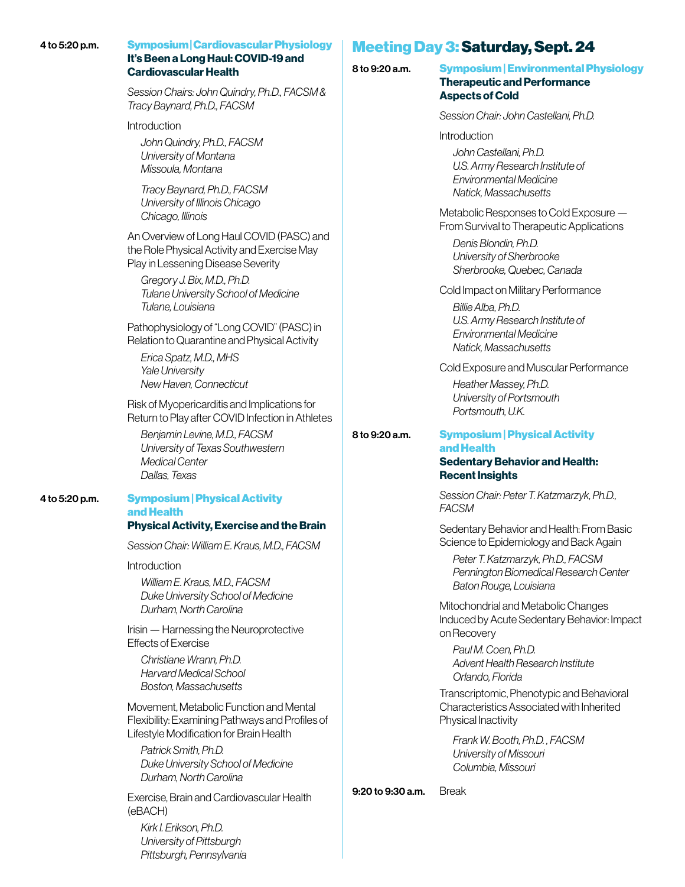**4 to 5:20 p.m.**

**Symposium | Cardiovascular Physiology**
**It's Been a Long Haul: COVID-19 and Cardiovascular Health**

*Session Chairs: John Quindry, Ph.D., FACSM & Tracy Baynard, Ph.D., FACSM*

Introduction

*John Quindry, Ph.D., FACSM*
*University of Montana*
*Missoula, Montana*

*Tracy Baynard, Ph.D., FACSM*
*University of Illinois Chicago*
*Chicago, Illinois*

An Overview of Long Haul COVID (PASC) and the Role Physical Activity and Exercise May Play in Lessening Disease Severity

*Gregory J. Bix, M.D., Ph.D.*
*Tulane University School of Medicine*
*Tulane, Louisiana*

Pathophysiology of "Long COVID" (PASC) in Relation to Quarantine and Physical Activity

*Erica Spatz, M.D., MHS*
*Yale University*
*New Haven, Connecticut*

Risk of Myopericarditis and Implications for Return to Play after COVID Infection in Athletes

*Benjamin Levine, M.D., FACSM*
*University of Texas Southwestern Medical Center*
*Dallas, Texas*

**4 to 5:20 p.m.**

**Symposium | Physical Activity and Health**
**Physical Activity, Exercise and the Brain**

*Session Chair: William E. Kraus, M.D., FACSM*

Introduction

*William E. Kraus, M.D., FACSM*
*Duke University School of Medicine*
*Durham, North Carolina*

Irisin — Harnessing the Neuroprotective Effects of Exercise

*Christiane Wrann, Ph.D.*
*Harvard Medical School*
*Boston, Massachusetts*

Movement, Metabolic Function and Mental Flexibility: Examining Pathways and Profiles of Lifestyle Modification for Brain Health

*Patrick Smith, Ph.D.*
*Duke University School of Medicine*
*Durham, North Carolina*

Exercise, Brain and Cardiovascular Health (eBACH)

*Kirk I. Erikson, Ph.D.*
*University of Pittsburgh*
*Pittsburgh, Pennsylvania*

## Meeting Day 3: Saturday, Sept. 24

**8 to 9:20 a.m.**

**Symposium | Environmental Physiology**
**Therapeutic and Performance Aspects of Cold**

*Session Chair: John Castellani, Ph.D.*

Introduction

*John Castellani, Ph.D.*
*U.S. Army Research Institute of Environmental Medicine*
*Natick, Massachusetts*

Metabolic Responses to Cold Exposure — From Survival to Therapeutic Applications

*Denis Blondin, Ph.D.*
*University of Sherbrooke*
*Sherbrooke, Quebec, Canada*

Cold Impact on Military Performance

*Billie Alba, Ph.D.*
*U.S. Army Research Institute of Environmental Medicine*
*Natick, Massachusetts*

Cold Exposure and Muscular Performance

*Heather Massey, Ph.D.*
*University of Portsmouth*
*Portsmouth, U.K.*

**8 to 9:20 a.m.**

**Symposium | Physical Activity and Health**
**Sedentary Behavior and Health: Recent Insights**

*Session Chair: Peter T. Katzmarzyk, Ph.D., FACSM*

Sedentary Behavior and Health: From Basic Science to Epidemiology and Back Again

*Peter T. Katzmarzyk, Ph.D., FACSM*
*Pennington Biomedical Research Center*
*Baton Rouge, Louisiana*

Mitochondrial and Metabolic Changes Induced by Acute Sedentary Behavior: Impact on Recovery

*Paul M. Coen, Ph.D.*
*Advent Health Research Institute*
*Orlando, Florida*

Transcriptomic, Phenotypic and Behavioral Characteristics Associated with Inherited Physical Inactivity

*Frank W. Booth, Ph.D. , FACSM*
*University of Missouri*
*Columbia, Missouri*

**9:20 to 9:30 a.m.** Break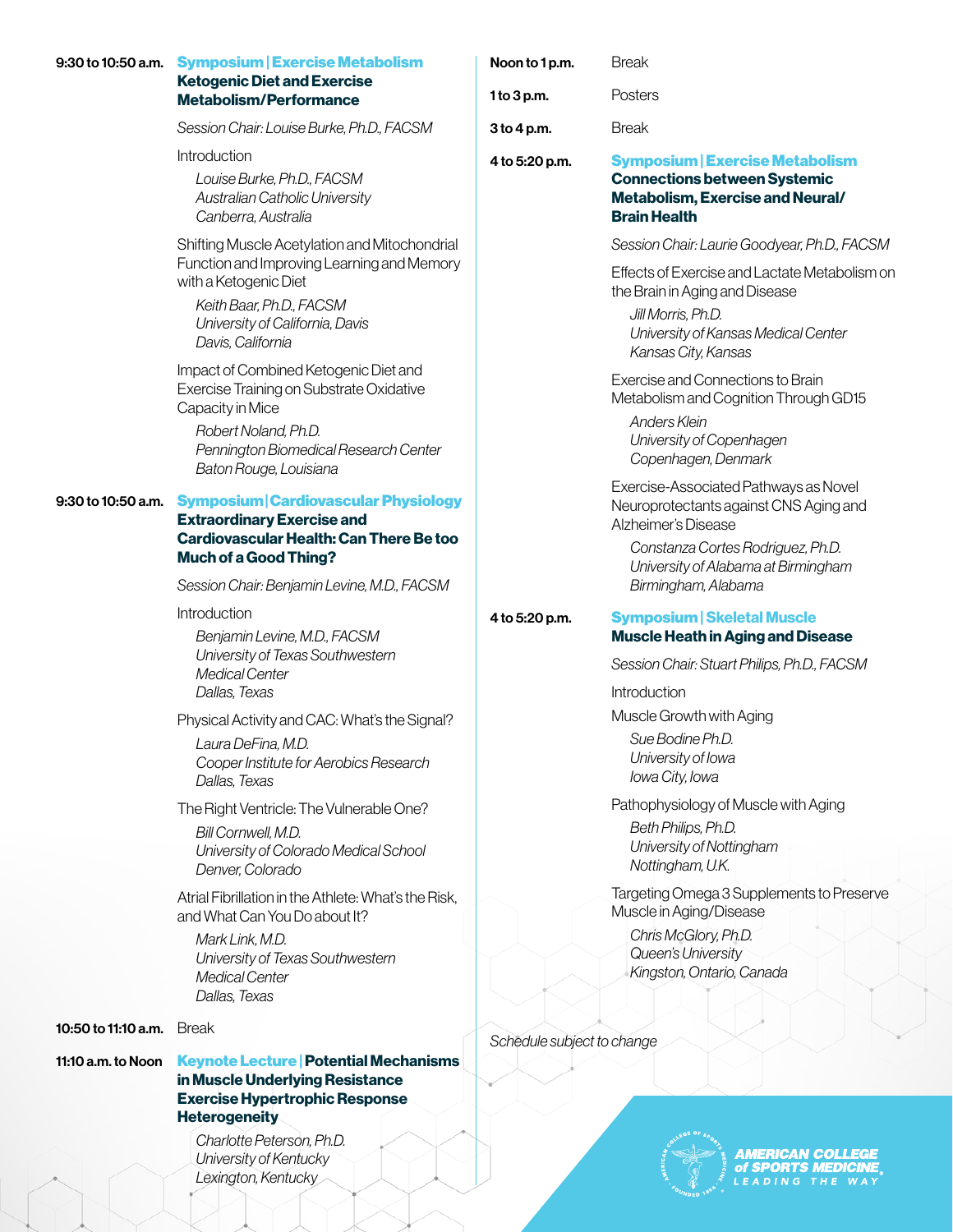**9:30 to 10:50 a.m.** **Symposium | Exercise Metabolism**
**Ketogenic Diet and Exercise Metabolism/Performance**

*Session Chair: Louise Burke, Ph.D., FACSM*

Introduction

*Louise Burke, Ph.D., FACSM*
*Australian Catholic University*
*Canberra, Australia*

Shifting Muscle Acetylation and Mitochondrial Function and Improving Learning and Memory with a Ketogenic Diet

*Keith Baar, Ph.D., FACSM*
*University of California, Davis*
*Davis, California*

Impact of Combined Ketogenic Diet and Exercise Training on Substrate Oxidative Capacity in Mice

*Robert Noland, Ph.D.*
*Pennington Biomedical Research Center*
*Baton Rouge, Louisiana*

**9:30 to 10:50 a.m.** **Symposium | Cardiovascular Physiology**
**Extraordinary Exercise and Cardiovascular Health: Can There Be too Much of a Good Thing?**

*Session Chair: Benjamin Levine, M.D., FACSM*

Introduction

*Benjamin Levine, M.D., FACSM*
*University of Texas Southwestern Medical Center*
*Dallas, Texas*

Physical Activity and CAC: What's the Signal?

*Laura DeFina, M.D.*
*Cooper Institute for Aerobics Research*
*Dallas, Texas*

The Right Ventricle: The Vulnerable One?

*Bill Cornwell, M.D.*
*University of Colorado Medical School*
*Denver, Colorado*

Atrial Fibrillation in the Athlete: What's the Risk, and What Can You Do about It?

*Mark Link, M.D.*
*University of Texas Southwestern Medical Center*
*Dallas, Texas*

**10:50 to 11:10 a.m.** Break

**11:10 a.m. to Noon** **Keynote Lecture | Potential Mechanisms in Muscle Underlying Resistance Exercise Hypertrophic Response Heterogeneity**

*Charlotte Peterson, Ph.D.*
*University of Kentucky*
*Lexington, Kentucky*

**Noon to 1 p.m.** Break

**1 to 3 p.m.** Posters

**3 to 4 p.m.** Break

**4 to 5:20 p.m.** **Symposium | Exercise Metabolism**
**Connections between Systemic Metabolism, Exercise and Neural/Brain Health**

*Session Chair: Laurie Goodyear, Ph.D., FACSM*

Effects of Exercise and Lactate Metabolism on the Brain in Aging and Disease

*Jill Morris, Ph.D.*
*University of Kansas Medical Center*
*Kansas City, Kansas*

Exercise and Connections to Brain Metabolism and Cognition Through GD15

*Anders Klein*
*University of Copenhagen*
*Copenhagen, Denmark*

Exercise-Associated Pathways as Novel Neuroprotectants against CNS Aging and Alzheimer's Disease

*Constanza Cortes Rodriguez, Ph.D.*
*University of Alabama at Birmingham*
*Birmingham, Alabama*

**4 to 5:20 p.m.** **Symposium | Skeletal Muscle**
**Muscle Heath in Aging and Disease**

*Session Chair: Stuart Philips, Ph.D., FACSM*

Introduction

Muscle Growth with Aging

*Sue Bodine Ph.D.*
*University of Iowa*
*Iowa City, Iowa*

Pathophysiology of Muscle with Aging

*Beth Philips, Ph.D.*
*University of Nottingham*
*Nottingham, U.K.*

Targeting Omega 3 Supplements to Preserve Muscle in Aging/Disease

*Chris McGlory, Ph.D.*
*Queen's University*
*Kingston, Ontario, Canada*

*Schedule subject to change*

AMERICAN COLLEGE of SPORTS MEDICINE
LEADING THE WAY